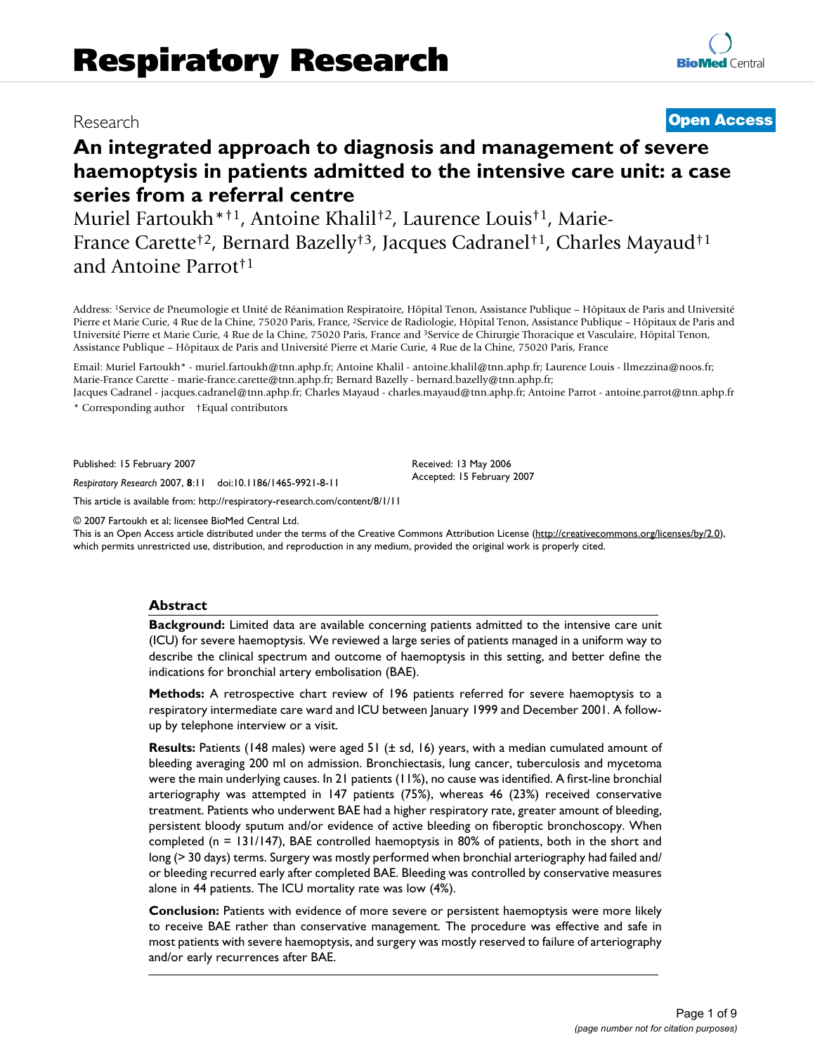Research

Open Access

# An integrated approach to diagnosis and management of severe haemoptysis in patients admitted to the intensive care unit: a case series from a referral centre

Muriel Fartoukh*†1, Antoine Khalil†2, Laurence Louis†1, Marie-France Carette†2, Bernard Bazelly†3, Jacques Cadranel†1, Charles Mayaud†1 and Antoine Parrot†1

Address: 1Service de Pneumologie et Unité de Réanimation Respiratoire, Hôpital Tenon, Assistance Publique – Hôpitaux de Paris and Université Pierre et Marie Curie, 4 Rue de la Chine, 75020 Paris, France, 2Service de Radiologie, Hôpital Tenon, Assistance Publique – Hôpitaux de Paris and Université Pierre et Marie Curie, 4 Rue de la Chine, 75020 Paris, France and 3Service de Chirurgie Thoracique et Vasculaire, Hôpital Tenon, Assistance Publique – Hôpitaux de Paris and Université Pierre et Marie Curie, 4 Rue de la Chine, 75020 Paris, France

Email: Muriel Fartoukh* - muriel.fartoukh@tnn.aphp.fr; Antoine Khalil - antoine.khalil@tnn.aphp.fr; Laurence Louis - llmezzina@noos.fr; Marie-France Carette - marie-france.carette@tnn.aphp.fr; Bernard Bazelly - bernard.bazelly@tnn.aphp.fr; Jacques Cadranel - jacques.cadranel@tnn.aphp.fr; Charles Mayaud - charles.mayaud@tnn.aphp.fr; Antoine Parrot - antoine.parrot@tnn.aphp.fr

\* Corresponding author †Equal contributors

Published: 15 February 2007

*Respiratory Research* 2007, **8**:11 doi:10.1186/1465-9921-8-11

Received: 13 May 2006
Accepted: 15 February 2007

This article is available from: http://respiratory-research.com/content/8/1/11

© 2007 Fartoukh et al; licensee BioMed Central Ltd.
This is an Open Access article distributed under the terms of the Creative Commons Attribution License (http://creativecommons.org/licenses/by/2.0), which permits unrestricted use, distribution, and reproduction in any medium, provided the original work is properly cited.

## Abstract

**Background:** Limited data are available concerning patients admitted to the intensive care unit (ICU) for severe haemoptysis. We reviewed a large series of patients managed in a uniform way to describe the clinical spectrum and outcome of haemoptysis in this setting, and better define the indications for bronchial artery embolisation (BAE).

**Methods:** A retrospective chart review of 196 patients referred for severe haemoptysis to a respiratory intermediate care ward and ICU between January 1999 and December 2001. A follow-up by telephone interview or a visit.

**Results:** Patients (148 males) were aged 51 (± sd, 16) years, with a median cumulated amount of bleeding averaging 200 ml on admission. Bronchiectasis, lung cancer, tuberculosis and mycetoma were the main underlying causes. In 21 patients (11%), no cause was identified. A first-line bronchial arteriography was attempted in 147 patients (75%), whereas 46 (23%) received conservative treatment. Patients who underwent BAE had a higher respiratory rate, greater amount of bleeding, persistent bloody sputum and/or evidence of active bleeding on fiberoptic bronchoscopy. When completed (n = 131/147), BAE controlled haemoptysis in 80% of patients, both in the short and long (> 30 days) terms. Surgery was mostly performed when bronchial arteriography had failed and/or bleeding recurred early after completed BAE. Bleeding was controlled by conservative measures alone in 44 patients. The ICU mortality rate was low (4%).

**Conclusion:** Patients with evidence of more severe or persistent haemoptysis were more likely to receive BAE rather than conservative management. The procedure was effective and safe in most patients with severe haemoptysis, and surgery was mostly reserved to failure of arteriography and/or early recurrences after BAE.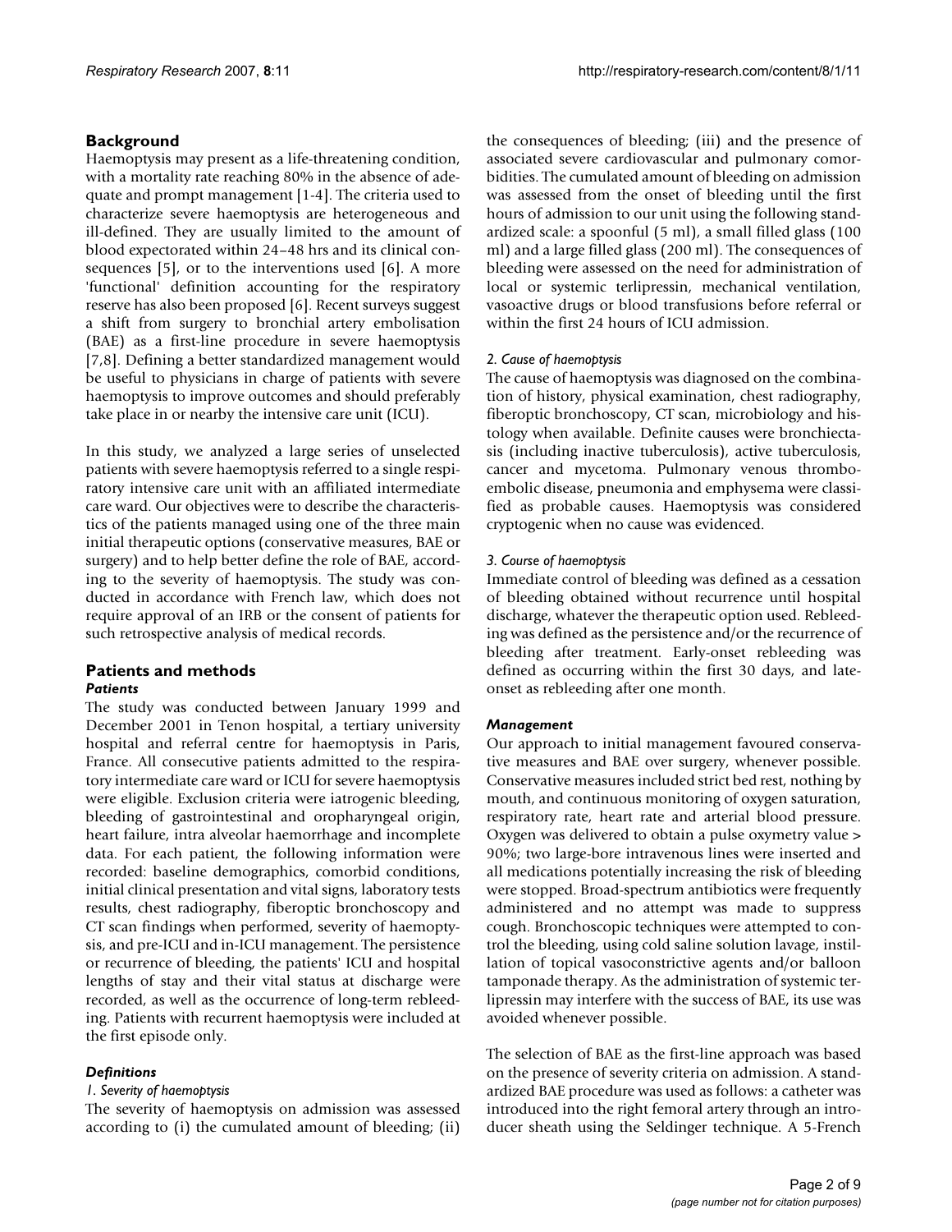## Background

Haemoptysis may present as a life-threatening condition, with a mortality rate reaching 80% in the absence of adequate and prompt management [1-4]. The criteria used to characterize severe haemoptysis are heterogeneous and ill-defined. They are usually limited to the amount of blood expectorated within 24–48 hrs and its clinical consequences [5], or to the interventions used [6]. A more 'functional' definition accounting for the respiratory reserve has also been proposed [6]. Recent surveys suggest a shift from surgery to bronchial artery embolisation (BAE) as a first-line procedure in severe haemoptysis [7,8]. Defining a better standardized management would be useful to physicians in charge of patients with severe haemoptysis to improve outcomes and should preferably take place in or nearby the intensive care unit (ICU).

In this study, we analyzed a large series of unselected patients with severe haemoptysis referred to a single respiratory intensive care unit with an affiliated intermediate care ward. Our objectives were to describe the characteristics of the patients managed using one of the three main initial therapeutic options (conservative measures, BAE or surgery) and to help better define the role of BAE, according to the severity of haemoptysis. The study was conducted in accordance with French law, which does not require approval of an IRB or the consent of patients for such retrospective analysis of medical records.

## Patients and methods

### Patients

The study was conducted between January 1999 and December 2001 in Tenon hospital, a tertiary university hospital and referral centre for haemoptysis in Paris, France. All consecutive patients admitted to the respiratory intermediate care ward or ICU for severe haemoptysis were eligible. Exclusion criteria were iatrogenic bleeding, bleeding of gastrointestinal and oropharyngeal origin, heart failure, intra alveolar haemorrhage and incomplete data. For each patient, the following information were recorded: baseline demographics, comorbid conditions, initial clinical presentation and vital signs, laboratory tests results, chest radiography, fiberoptic bronchoscopy and CT scan findings when performed, severity of haemoptysis, and pre-ICU and in-ICU management. The persistence or recurrence of bleeding, the patients' ICU and hospital lengths of stay and their vital status at discharge were recorded, as well as the occurrence of long-term rebleeding. Patients with recurrent haemoptysis were included at the first episode only.

### Definitions

#### *1. Severity of haemoptysis*

The severity of haemoptysis on admission was assessed according to (i) the cumulated amount of bleeding; (ii) the consequences of bleeding; (iii) and the presence of associated severe cardiovascular and pulmonary comorbidities. The cumulated amount of bleeding on admission was assessed from the onset of bleeding until the first hours of admission to our unit using the following standardized scale: a spoonful (5 ml), a small filled glass (100 ml) and a large filled glass (200 ml). The consequences of bleeding were assessed on the need for administration of local or systemic terlipressin, mechanical ventilation, vasoactive drugs or blood transfusions before referral or within the first 24 hours of ICU admission.

#### *2. Cause of haemoptysis*

The cause of haemoptysis was diagnosed on the combination of history, physical examination, chest radiography, fiberoptic bronchoscopy, CT scan, microbiology and histology when available. Definite causes were bronchiectasis (including inactive tuberculosis), active tuberculosis, cancer and mycetoma. Pulmonary venous thromboembolic disease, pneumonia and emphysema were classified as probable causes. Haemoptysis was considered cryptogenic when no cause was evidenced.

#### *3. Course of haemoptysis*

Immediate control of bleeding was defined as a cessation of bleeding obtained without recurrence until hospital discharge, whatever the therapeutic option used. Rebleeding was defined as the persistence and/or the recurrence of bleeding after treatment. Early-onset rebleeding was defined as occurring within the first 30 days, and late-onset as rebleeding after one month.

### Management

Our approach to initial management favoured conservative measures and BAE over surgery, whenever possible. Conservative measures included strict bed rest, nothing by mouth, and continuous monitoring of oxygen saturation, respiratory rate, heart rate and arterial blood pressure. Oxygen was delivered to obtain a pulse oxymetry value > 90%; two large-bore intravenous lines were inserted and all medications potentially increasing the risk of bleeding were stopped. Broad-spectrum antibiotics were frequently administered and no attempt was made to suppress cough. Bronchoscopic techniques were attempted to control the bleeding, using cold saline solution lavage, instillation of topical vasoconstrictive agents and/or balloon tamponade therapy. As the administration of systemic terlipressin may interfere with the success of BAE, its use was avoided whenever possible.

The selection of BAE as the first-line approach was based on the presence of severity criteria on admission. A standardized BAE procedure was used as follows: a catheter was introduced into the right femoral artery through an introducer sheath using the Seldinger technique. A 5-French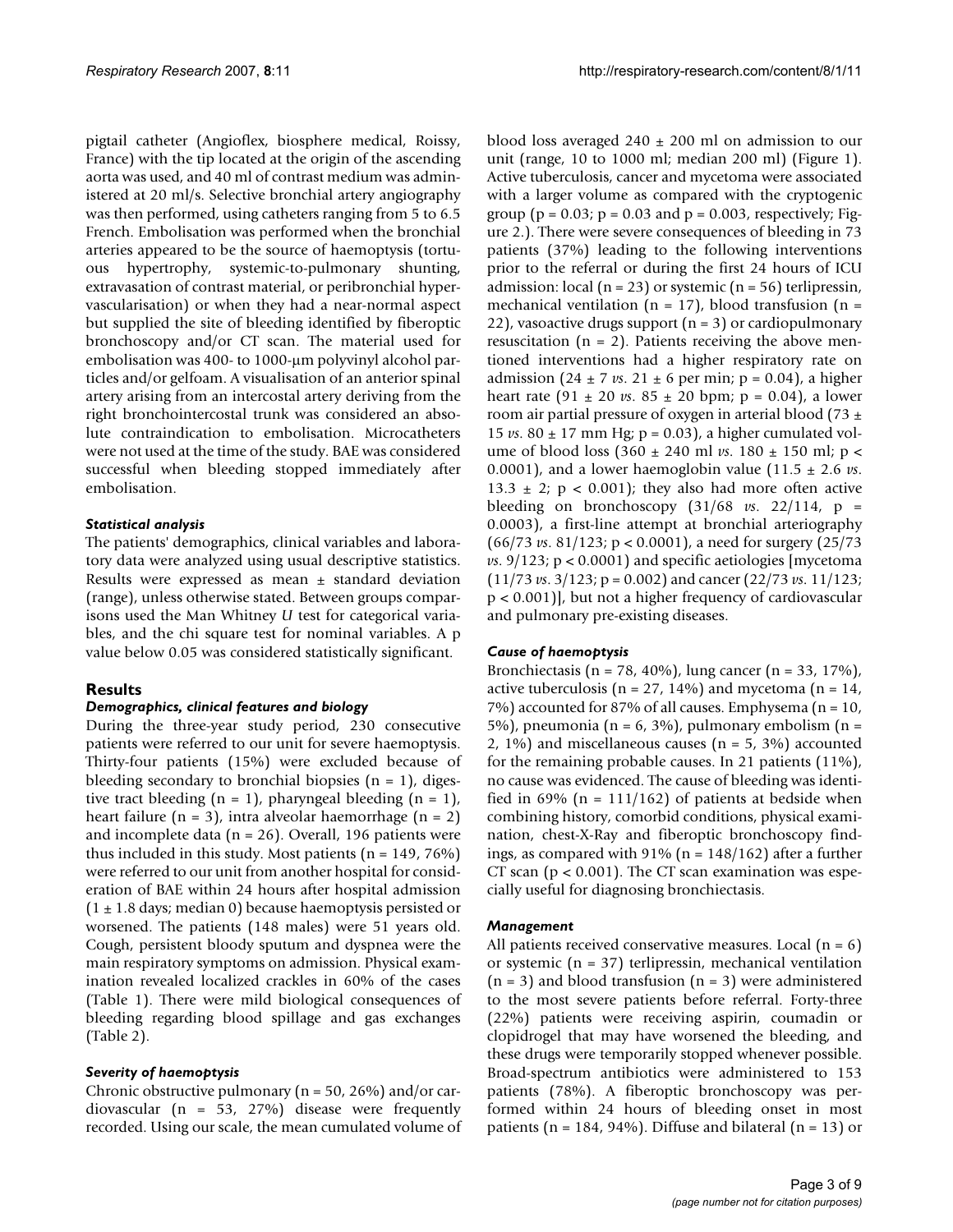pigtail catheter (Angioflex, biosphere medical, Roissy, France) with the tip located at the origin of the ascending aorta was used, and 40 ml of contrast medium was administered at 20 ml/s. Selective bronchial artery angiography was then performed, using catheters ranging from 5 to 6.5 French. Embolisation was performed when the bronchial arteries appeared to be the source of haemoptysis (tortuous hypertrophy, systemic-to-pulmonary shunting, extravasation of contrast material, or peribronchial hypervascularisation) or when they had a near-normal aspect but supplied the site of bleeding identified by fiberoptic bronchoscopy and/or CT scan. The material used for embolisation was 400- to 1000-μm polyvinyl alcohol particles and/or gelfoam. A visualisation of an anterior spinal artery arising from an intercostal artery deriving from the right bronchointercostal trunk was considered an absolute contraindication to embolisation. Microcatheters were not used at the time of the study. BAE was considered successful when bleeding stopped immediately after embolisation.

### *Statistical analysis*

The patients' demographics, clinical variables and laboratory data were analyzed using usual descriptive statistics. Results were expressed as mean ± standard deviation (range), unless otherwise stated. Between groups comparisons used the Man Whitney *U* test for categorical variables, and the chi square test for nominal variables. A p value below 0.05 was considered statistically significant.

## Results

### *Demographics, clinical features and biology*

During the three-year study period, 230 consecutive patients were referred to our unit for severe haemoptysis. Thirty-four patients (15%) were excluded because of bleeding secondary to bronchial biopsies (n = 1), digestive tract bleeding (n = 1), pharyngeal bleeding (n = 1), heart failure (n = 3), intra alveolar haemorrhage (n = 2) and incomplete data (n = 26). Overall, 196 patients were thus included in this study. Most patients (n = 149, 76%) were referred to our unit from another hospital for consideration of BAE within 24 hours after hospital admission (1 ± 1.8 days; median 0) because haemoptysis persisted or worsened. The patients (148 males) were 51 years old. Cough, persistent bloody sputum and dyspnea were the main respiratory symptoms on admission. Physical examination revealed localized crackles in 60% of the cases (Table 1). There were mild biological consequences of bleeding regarding blood spillage and gas exchanges (Table 2).

### *Severity of haemoptysis*

Chronic obstructive pulmonary (n = 50, 26%) and/or cardiovascular (n = 53, 27%) disease were frequently recorded. Using our scale, the mean cumulated volume of blood loss averaged 240 ± 200 ml on admission to our unit (range, 10 to 1000 ml; median 200 ml) (Figure 1). Active tuberculosis, cancer and mycetoma were associated with a larger volume as compared with the cryptogenic group (p = 0.03; p = 0.03 and p = 0.003, respectively; Figure 2.). There were severe consequences of bleeding in 73 patients (37%) leading to the following interventions prior to the referral or during the first 24 hours of ICU admission: local (n = 23) or systemic (n = 56) terlipressin, mechanical ventilation (n = 17), blood transfusion (n = 22), vasoactive drugs support (n = 3) or cardiopulmonary resuscitation (n = 2). Patients receiving the above mentioned interventions had a higher respiratory rate on admission (24 ± 7 *vs*. 21 ± 6 per min; p = 0.04), a higher heart rate (91 ± 20 *vs*. 85 ± 20 bpm; p = 0.04), a lower room air partial pressure of oxygen in arterial blood (73 ± 15 *vs*. 80 ± 17 mm Hg; p = 0.03), a higher cumulated volume of blood loss (360 ± 240 ml *vs*. 180 ± 150 ml; p < 0.0001), and a lower haemoglobin value (11.5 ± 2.6 *vs*. 13.3 ± 2; p < 0.001); they also had more often active bleeding on bronchoscopy (31/68 *vs*. 22/114, p = 0.0003), a first-line attempt at bronchial arteriography (66/73 *vs*. 81/123; p < 0.0001), a need for surgery (25/73 *vs*. 9/123; p < 0.0001) and specific aetiologies [mycetoma (11/73 *vs*. 3/123; p = 0.002) and cancer (22/73 *vs*. 11/123; p < 0.001)], but not a higher frequency of cardiovascular and pulmonary pre-existing diseases.

### *Cause of haemoptysis*

Bronchiectasis (n = 78, 40%), lung cancer (n = 33, 17%), active tuberculosis (n = 27, 14%) and mycetoma (n = 14, 7%) accounted for 87% of all causes. Emphysema (n = 10, 5%), pneumonia (n = 6, 3%), pulmonary embolism (n = 2, 1%) and miscellaneous causes (n = 5, 3%) accounted for the remaining probable causes. In 21 patients (11%), no cause was evidenced. The cause of bleeding was identified in 69% (n = 111/162) of patients at bedside when combining history, comorbid conditions, physical examination, chest-X-Ray and fiberoptic bronchoscopy findings, as compared with 91% (n = 148/162) after a further CT scan (p < 0.001). The CT scan examination was especially useful for diagnosing bronchiectasis.

### *Management*

All patients received conservative measures. Local (n = 6) or systemic (n = 37) terlipressin, mechanical ventilation (n = 3) and blood transfusion (n = 3) were administered to the most severe patients before referral. Forty-three (22%) patients were receiving aspirin, coumadin or clopidrogel that may have worsened the bleeding, and these drugs were temporarily stopped whenever possible. Broad-spectrum antibiotics were administered to 153 patients (78%). A fiberoptic bronchoscopy was performed within 24 hours of bleeding onset in most patients (n = 184, 94%). Diffuse and bilateral (n = 13) or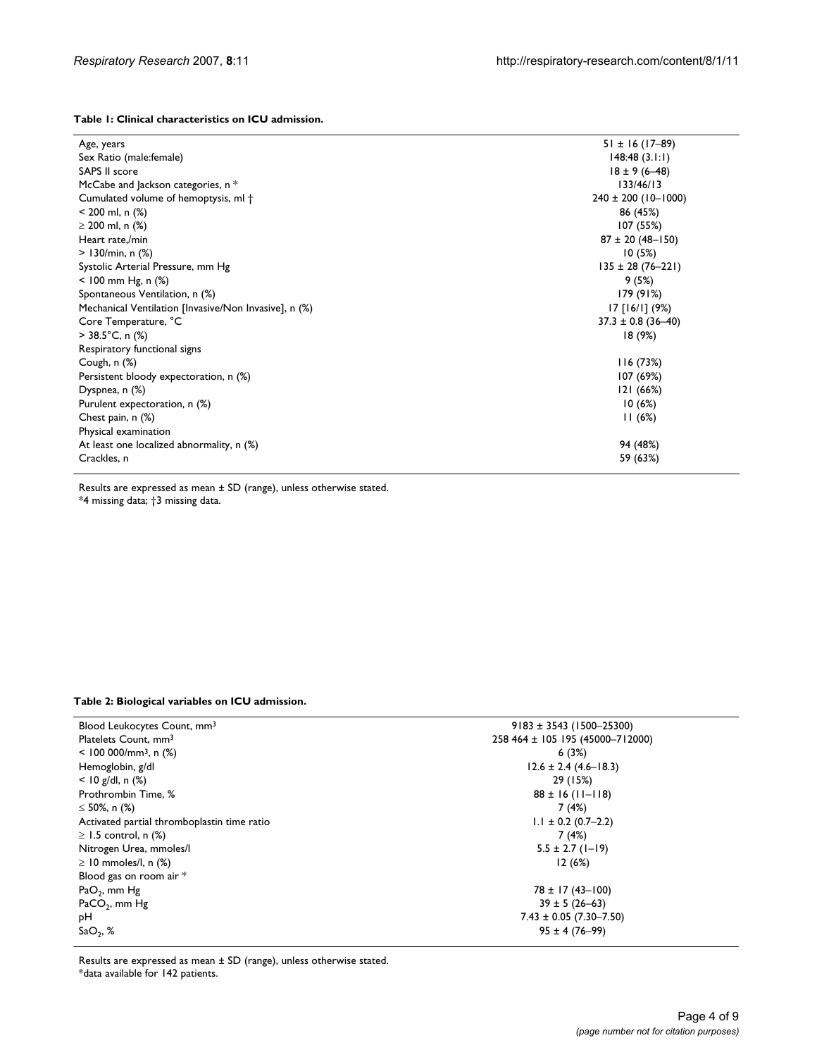**Table 1: Clinical characteristics on ICU admission.**

| | |
|---|---|
| Age, years | 51 ± 16 (17–89) |
| Sex Ratio (male:female) | 148:48 (3.1:1) |
| SAPS II score | 18 ± 9 (6–48) |
| McCabe and Jackson categories, n * | 133/46/13 |
| Cumulated volume of hemoptysis, ml † | 240 ± 200 (10–1000) |
| < 200 ml, n (%) | 86 (45%) |
| ≥ 200 ml, n (%) | 107 (55%) |
| Heart rate,/min | 87 ± 20 (48–150) |
| > 130/min, n (%) | 10 (5%) |
| Systolic Arterial Pressure, mm Hg | 135 ± 28 (76–221) |
| < 100 mm Hg, n (%) | 9 (5%) |
| Spontaneous Ventilation, n (%) | 179 (91%) |
| Mechanical Ventilation [Invasive/Non Invasive], n (%) | 17 [16/1] (9%) |
| Core Temperature, °C | 37.3 ± 0.8 (36–40) |
| > 38.5°C, n (%) | 18 (9%) |
| Respiratory functional signs | |
| Cough, n (%) | 116 (73%) |
| Persistent bloody expectoration, n (%) | 107 (69%) |
| Dyspnea, n (%) | 121 (66%) |
| Purulent expectoration, n (%) | 10 (6%) |
| Chest pain, n (%) | 11 (6%) |
| Physical examination | |
| At least one localized abnormality, n (%) | 94 (48%) |
| Crackles, n | 59 (63%) |

Results are expressed as mean ± SD (range), unless otherwise stated.
*4 missing data; †3 missing data.

**Table 2: Biological variables on ICU admission.**

| | |
|---|---|
| Blood Leukocytes Count, $mm^3$ | 9183 ± 3543 (1500–25300) |
| Platelets Count, $mm^3$ | 258 464 ± 105 195 (45000–712000) |
| < 100 000/$mm^3$, n (%) | 6 (3%) |
| Hemoglobin, g/dl | 12.6 ± 2.4 (4.6–18.3) |
| < 10 g/dl, n (%) | 29 (15%) |
| Prothrombin Time, % | 88 ± 16 (11–118) |
| ≤ 50%, n (%) | 7 (4%) |
| Activated partial thromboplastin time ratio | 1.1 ± 0.2 (0.7–2.2) |
| ≥ 1.5 control, n (%) | 7 (4%) |
| Nitrogen Urea, mmoles/l | 5.5 ± 2.7 (1–19) |
| ≥ 10 mmoles/l, n (%) | 12 (6%) |
| Blood gas on room air * | |
| $PaO_2$, mm Hg | 78 ± 17 (43–100) |
| $PaCO_2$, mm Hg | 39 ± 5 (26–63) |
| pH | 7.43 ± 0.05 (7.30–7.50) |
| $SaO_2$, % | 95 ± 4 (76–99) |

Results are expressed as mean ± SD (range), unless otherwise stated.
*data available for 142 patients.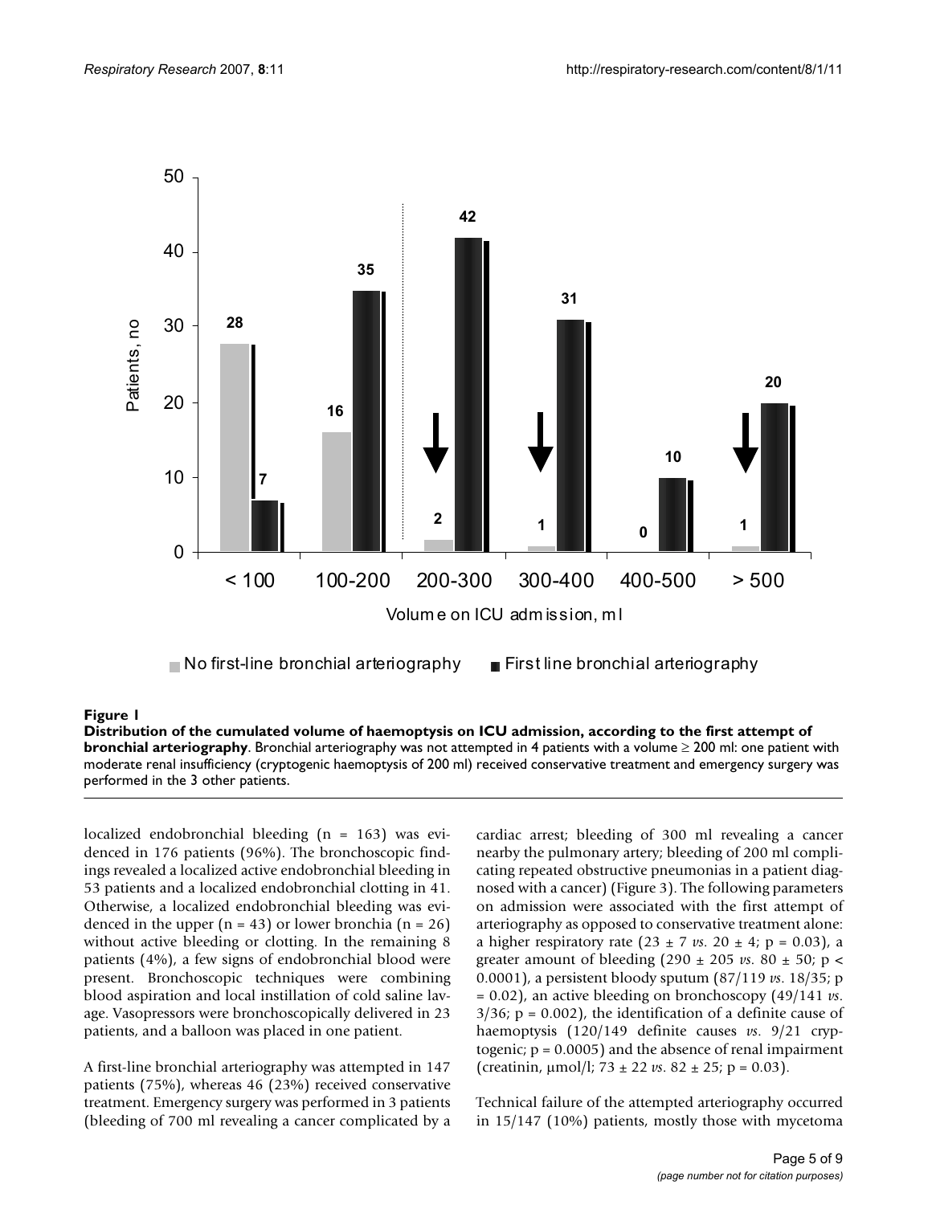**Figure 1**

**Distribution of the cumulated volume of haemoptysis on ICU admission, according to the first attempt of bronchial arteriography**. Bronchial arteriography was not attempted in 4 patients with a volume ≥ 200 ml: one patient with moderate renal insufficiency (cryptogenic haemoptysis of 200 ml) received conservative treatment and emergency surgery was performed in the 3 other patients.

localized endobronchial bleeding (n = 163) was evidenced in 176 patients (96%). The bronchoscopic findings revealed a localized active endobronchial bleeding in 53 patients and a localized endobronchial clotting in 41. Otherwise, a localized endobronchial bleeding was evidenced in the upper (n = 43) or lower bronchia (n = 26) without active bleeding or clotting. In the remaining 8 patients (4%), a few signs of endobronchial blood were present. Bronchoscopic techniques were combining blood aspiration and local instillation of cold saline lavage. Vasopressors were bronchoscopically delivered in 23 patients, and a balloon was placed in one patient.

A first-line bronchial arteriography was attempted in 147 patients (75%), whereas 46 (23%) received conservative treatment. Emergency surgery was performed in 3 patients (bleeding of 700 ml revealing a cancer complicated by a cardiac arrest; bleeding of 300 ml revealing a cancer nearby the pulmonary artery; bleeding of 200 ml complicating repeated obstructive pneumonias in a patient diagnosed with a cancer) (Figure 3). The following parameters on admission were associated with the first attempt of arteriography as opposed to conservative treatment alone: a higher respiratory rate (23 ± 7 *vs.* 20 ± 4; $p = 0.03$), a greater amount of bleeding (290 ± 205 *vs.* 80 ± 50; $p < 0.0001$), a persistent bloody sputum (87/119 *vs.* 18/35; $p = 0.02$), an active bleeding on bronchoscopy (49/141 *vs.* 3/36; $p = 0.002$), the identification of a definite cause of haemoptysis (120/149 definite causes *vs.* 9/21 cryptogenic; $p = 0.0005$) and the absence of renal impairment (creatinin, µmol/l; 73 ± 22 *vs.* 82 ± 25; $p = 0.03$).

Technical failure of the attempted arteriography occurred in 15/147 (10%) patients, mostly those with mycetoma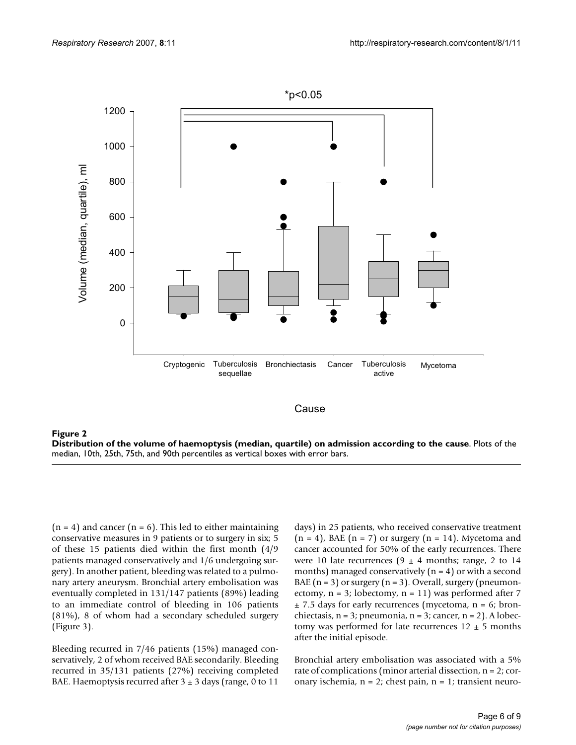**Figure 2**
**Distribution of the volume of haemoptysis (median, quartile) on admission according to the cause**. Plots of the median, 10th, 25th, 75th, and 90th percentiles as vertical boxes with error bars.

(n = 4) and cancer (n = 6). This led to either maintaining conservative measures in 9 patients or to surgery in six; 5 of these 15 patients died within the first month (4/9 patients managed conservatively and 1/6 undergoing surgery). In another patient, bleeding was related to a pulmonary artery aneurysm. Bronchial artery embolisation was eventually completed in 131/147 patients (89%) leading to an immediate control of bleeding in 106 patients (81%), 8 of whom had a secondary scheduled surgery (Figure 3).

Bleeding recurred in 7/46 patients (15%) managed conservatively, 2 of whom received BAE secondarily. Bleeding recurred in 35/131 patients (27%) receiving completed BAE. Haemoptysis recurred after 3 ± 3 days (range, 0 to 11 days) in 25 patients, who received conservative treatment (n = 4), BAE (n = 7) or surgery (n = 14). Mycetoma and cancer accounted for 50% of the early recurrences. There were 10 late recurrences (9 ± 4 months; range, 2 to 14 months) managed conservatively (n = 4) or with a second BAE (n = 3) or surgery (n = 3). Overall, surgery (pneumonectomy, n = 3; lobectomy, n = 11) was performed after 7 ± 7.5 days for early recurrences (mycetoma, n = 6; bronchiectasis, n = 3; pneumonia, n = 3; cancer, n = 2). A lobectomy was performed for late recurrences 12 ± 5 months after the initial episode.

Bronchial artery embolisation was associated with a 5% rate of complications (minor arterial dissection, n = 2; coronary ischemia, n = 2; chest pain, n = 1; transient neuro-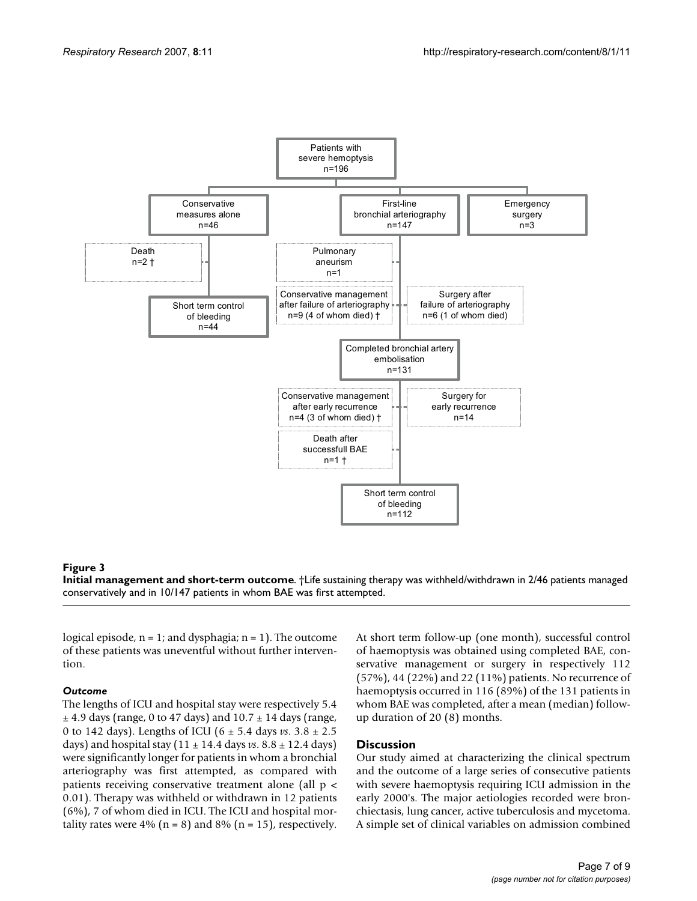Patients with severe hemoptysis n=196

Conservative measures alone n=46

First-line bronchial arteriography n=147

Emergency surgery n=3

Death n=2 †

Short term control of bleeding n=44

Pulmonary aneurism n=1

Conservative management after failure of arteriography n=9 (4 of whom died) †

Surgery after failure of arteriography n=6 (1 of whom died)

Completed bronchial artery embolisation n=131

Conservative management after early recurrence n=4 (3 of whom died) †

Surgery for early recurrence n=14

Death after successfull BAE n=1 †

Short term control of bleeding n=112

**Figure 3**
**Initial management and short-term outcome**. †Life sustaining therapy was withheld/withdrawn in 2/46 patients managed conservatively and in 10/147 patients in whom BAE was first attempted.

logical episode, n = 1; and dysphagia; n = 1). The outcome of these patients was uneventful without further intervention.

### *Outcome*

The lengths of ICU and hospital stay were respectively 5.4 ± 4.9 days (range, 0 to 47 days) and 10.7 ± 14 days (range, 0 to 142 days). Lengths of ICU (6 ± 5.4 days *vs*. 3.8 ± 2.5 days) and hospital stay (11 ± 14.4 days *vs*. 8.8 ± 12.4 days) were significantly longer for patients in whom a bronchial arteriography was first attempted, as compared with patients receiving conservative treatment alone (all $p < 0.01$). Therapy was withheld or withdrawn in 12 patients (6%), 7 of whom died in ICU. The ICU and hospital mortality rates were 4% (n = 8) and 8% (n = 15), respectively.

At short term follow-up (one month), successful control of haemoptysis was obtained using completed BAE, conservative management or surgery in respectively 112 (57%), 44 (22%) and 22 (11%) patients. No recurrence of haemoptysis occurred in 116 (89%) of the 131 patients in whom BAE was completed, after a mean (median) follow-up duration of 20 (8) months.

## Discussion

Our study aimed at characterizing the clinical spectrum and the outcome of a large series of consecutive patients with severe haemoptysis requiring ICU admission in the early 2000's. The major aetiologies recorded were bronchiectasis, lung cancer, active tuberculosis and mycetoma. A simple set of clinical variables on admission combined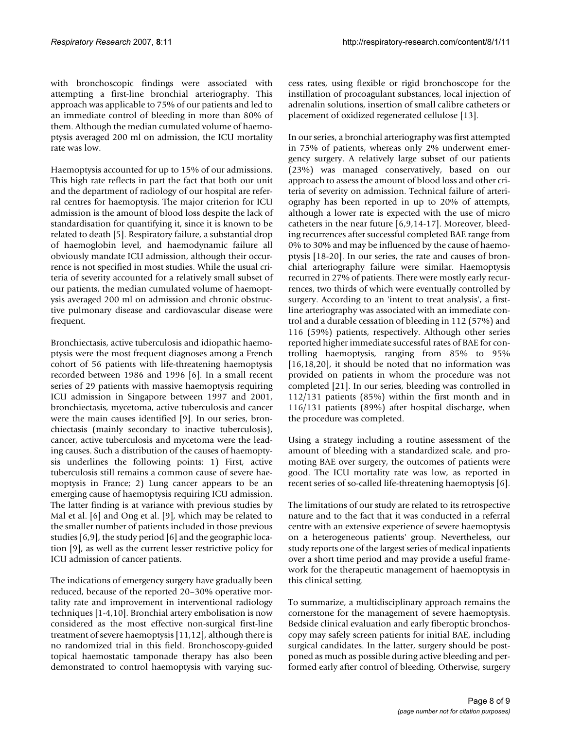with bronchoscopic findings were associated with attempting a first-line bronchial arteriography. This approach was applicable to 75% of our patients and led to an immediate control of bleeding in more than 80% of them. Although the median cumulated volume of haemoptysis averaged 200 ml on admission, the ICU mortality rate was low.

Haemoptysis accounted for up to 15% of our admissions. This high rate reflects in part the fact that both our unit and the department of radiology of our hospital are referral centres for haemoptysis. The major criterion for ICU admission is the amount of blood loss despite the lack of standardisation for quantifying it, since it is known to be related to death [5]. Respiratory failure, a substantial drop of haemoglobin level, and haemodynamic failure all obviously mandate ICU admission, although their occurrence is not specified in most studies. While the usual criteria of severity accounted for a relatively small subset of our patients, the median cumulated volume of haemoptysis averaged 200 ml on admission and chronic obstructive pulmonary disease and cardiovascular disease were frequent.

Bronchiectasis, active tuberculosis and idiopathic haemoptysis were the most frequent diagnoses among a French cohort of 56 patients with life-threatening haemoptysis recorded between 1986 and 1996 [6]. In a small recent series of 29 patients with massive haemoptysis requiring ICU admission in Singapore between 1997 and 2001, bronchiectasis, mycetoma, active tuberculosis and cancer were the main causes identified [9]. In our series, bronchiectasis (mainly secondary to inactive tuberculosis), cancer, active tuberculosis and mycetoma were the leading causes. Such a distribution of the causes of haemoptysis underlines the following points: 1) First, active tuberculosis still remains a common cause of severe haemoptysis in France; 2) Lung cancer appears to be an emerging cause of haemoptysis requiring ICU admission. The latter finding is at variance with previous studies by Mal et al. [6] and Ong et al. [9], which may be related to the smaller number of patients included in those previous studies [6,9], the study period [6] and the geographic location [9], as well as the current lesser restrictive policy for ICU admission of cancer patients.

The indications of emergency surgery have gradually been reduced, because of the reported 20–30% operative mortality rate and improvement in interventional radiology techniques [1-4,10]. Bronchial artery embolisation is now considered as the most effective non-surgical first-line treatment of severe haemoptysis [11,12], although there is no randomized trial in this field. Bronchoscopy-guided topical haemostatic tamponade therapy has also been demonstrated to control haemoptysis with varying success rates, using flexible or rigid bronchoscope for the instillation of procoagulant substances, local injection of adrenalin solutions, insertion of small calibre catheters or placement of oxidized regenerated cellulose [13].

In our series, a bronchial arteriography was first attempted in 75% of patients, whereas only 2% underwent emergency surgery. A relatively large subset of our patients (23%) was managed conservatively, based on our approach to assess the amount of blood loss and other criteria of severity on admission. Technical failure of arteriography has been reported in up to 20% of attempts, although a lower rate is expected with the use of micro catheters in the near future [6,9,14-17]. Moreover, bleeding recurrences after successful completed BAE range from 0% to 30% and may be influenced by the cause of haemoptysis [18-20]. In our series, the rate and causes of bronchial arteriography failure were similar. Haemoptysis recurred in 27% of patients. There were mostly early recurrences, two thirds of which were eventually controlled by surgery. According to an 'intent to treat analysis', a first-line arteriography was associated with an immediate control and a durable cessation of bleeding in 112 (57%) and 116 (59%) patients, respectively. Although other series reported higher immediate successful rates of BAE for controlling haemoptysis, ranging from 85% to 95% [16,18,20], it should be noted that no information was provided on patients in whom the procedure was not completed [21]. In our series, bleeding was controlled in 112/131 patients (85%) within the first month and in 116/131 patients (89%) after hospital discharge, when the procedure was completed.

Using a strategy including a routine assessment of the amount of bleeding with a standardized scale, and promoting BAE over surgery, the outcomes of patients were good. The ICU mortality rate was low, as reported in recent series of so-called life-threatening haemoptysis [6].

The limitations of our study are related to its retrospective nature and to the fact that it was conducted in a referral centre with an extensive experience of severe haemoptysis on a heterogeneous patients' group. Nevertheless, our study reports one of the largest series of medical inpatients over a short time period and may provide a useful framework for the therapeutic management of haemoptysis in this clinical setting.

To summarize, a multidisciplinary approach remains the cornerstone for the management of severe haemoptysis. Bedside clinical evaluation and early fiberoptic bronchoscopy may safely screen patients for initial BAE, including surgical candidates. In the latter, surgery should be postponed as much as possible during active bleeding and performed early after control of bleeding. Otherwise, surgery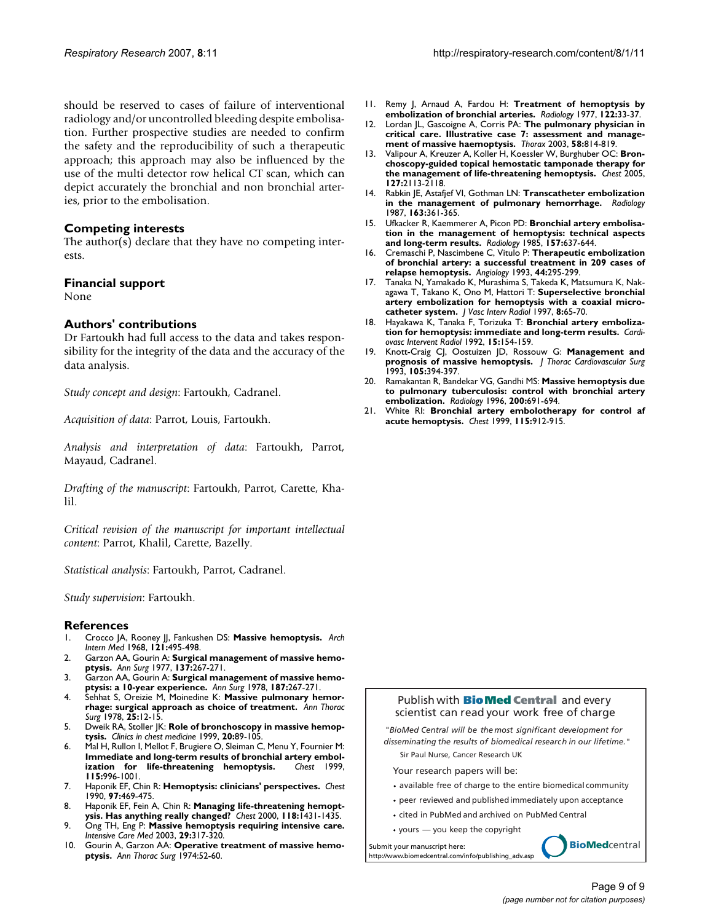should be reserved to cases of failure of interventional radiology and/or uncontrolled bleeding despite embolisation. Further prospective studies are needed to confirm the safety and the reproducibility of such a therapeutic approach; this approach may also be influenced by the use of the multi detector row helical CT scan, which can depict accurately the bronchial and non bronchial arteries, prior to the embolisation.

## Competing interests

The author(s) declare that they have no competing interests.

## Financial support

None

## Authors' contributions

Dr Fartoukh had full access to the data and takes responsibility for the integrity of the data and the accuracy of the data analysis.

*Study concept and design*: Fartoukh, Cadranel.

*Acquisition of data*: Parrot, Louis, Fartoukh.

*Analysis and interpretation of data*: Fartoukh, Parrot, Mayaud, Cadranel.

*Drafting of the manuscript*: Fartoukh, Parrot, Carette, Khalil.

*Critical revision of the manuscript for important intellectual content*: Parrot, Khalil, Carette, Bazelly.

*Statistical analysis*: Fartoukh, Parrot, Cadranel.

*Study supervision*: Fartoukh.

## References

1. Crocco JA, Rooney JJ, Fankushen DS: **Massive hemoptysis.** *Arch Intern Med* 1968, **121:**495-498.
2. Garzon AA, Gourin A: **Surgical management of massive hemoptysis.** *Ann Surg* 1977, **137:**267-271.
3. Garzon AA, Gourin A: **Surgical management of massive hemoptysis: a 10-year experience.** *Ann Surg* 1978, **187:**267-271.
4. Sehhat S, Oreizie M, Moinedine K: **Massive pulmonary hemorrhage: surgical approach as choice of treatment.** *Ann Thorac Surg* 1978, **25:**12-15.
5. Dweik RA, Stoller JK: **Role of bronchoscopy in massive hemoptysis.** *Clinics in chest medicine* 1999, **20:**89-105.
6. Mal H, Rullon I, Mellot F, Brugiere O, Sleiman C, Menu Y, Fournier M: **Immediate and long-term results of bronchial artery embolization for life-threatening hemoptysis.** *Chest* 1999, **115:**996-1001.
7. Haponik EF, Chin R: **Hemoptysis: clinicians' perspectives.** *Chest* 1990, **97:**469-475.
8. Haponik EF, Fein A, Chin R: **Managing life-threatening hemoptysis. Has anything really changed?** *Chest* 2000, **118:**1431-1435.
9. Ong TH, Eng P: **Massive hemoptysis requiring intensive care.** *Intensive Care Med* 2003, **29:**317-320.
10. Gourin A, Garzon AA: **Operative treatment of massive hemoptysis.** *Ann Thorac Surg* 1974:52-60.
11. Remy J, Arnaud A, Fardou H: **Treatment of hemoptysis by embolization of bronchial arteries.** *Radiology* 1977, **122:**33-37.
12. Lordan JL, Gascoigne A, Corris PA: **The pulmonary physician in critical care. Illustrative case 7: assessment and management of massive haemoptysis.** *Thorax* 2003, **58:**814-819.
13. Valipour A, Kreuzer A, Koller H, Koessler W, Burghuber OC: **Bronchoscopy-guided topical hemostatic tamponade therapy for the management of life-threatening hemoptysis.** *Chest* 2005, **127:**2113-2118.
14. Rabkin JE, Astafjef VI, Gothman LN: **Transcatheter embolization in the management of pulmonary hemorrhage.** *Radiology* 1987, **163:**361-365.
15. Ufkacker R, Kaemmerer A, Picon PD: **Bronchial artery embolisation in the management of hemoptysis: technical aspects and long-term results.** *Radiology* 1985, **157:**637-644.
16. Cremaschi P, Nascimbene C, Vitulo P: **Therapeutic embolization of bronchial artery: a successful treatment in 209 cases of relapse hemoptysis.** *Angiology* 1993, **44:**295-299.
17. Tanaka N, Yamakado K, Murashima S, Takeda K, Matsumura K, Nakagawa T, Takano K, Ono M, Hattori T: **Superselective bronchial artery embolization for hemoptysis with a coaxial microcatheter system.** *J Vasc Interv Radiol* 1997, **8:**65-70.
18. Hayakawa K, Tanaka F, Torizuka T: **Bronchial artery embolization for hemoptysis: immediate and long-term results.** *Cardiovasc Intervent Radiol* 1992, **15:**154-159.
19. Knott-Craig CJ, Oostuizen JD, Rossouw G: **Management and prognosis of massive hemoptysis.** *J Thorac Cardiovascular Surg* 1993, **105:**394-397.
20. Ramakantan R, Bandekar VG, Gandhi MS: **Massive hemoptysis due to pulmonary tuberculosis: control with bronchial artery embolization.** *Radiology* 1996, **200:**691-694.
21. White RI: **Bronchial artery embolotherapy for control af acute hemoptysis.** *Chest* 1999, **115:**912-915.

Publish with **BioMed Central** and every scientist can read your work free of charge

*"BioMed Central will be the most significant development for disseminating the results of biomedical research in our lifetime."*

Sir Paul Nurse, Cancer Research UK

Your research papers will be:

- available free of charge to the entire biomedical community
- peer reviewed and published immediately upon acceptance
- cited in PubMed and archived on PubMed Central
- yours — you keep the copyright

Submit your manuscript here:
http://www.biomedcentral.com/info/publishing_adv.asp

BioMedcentral